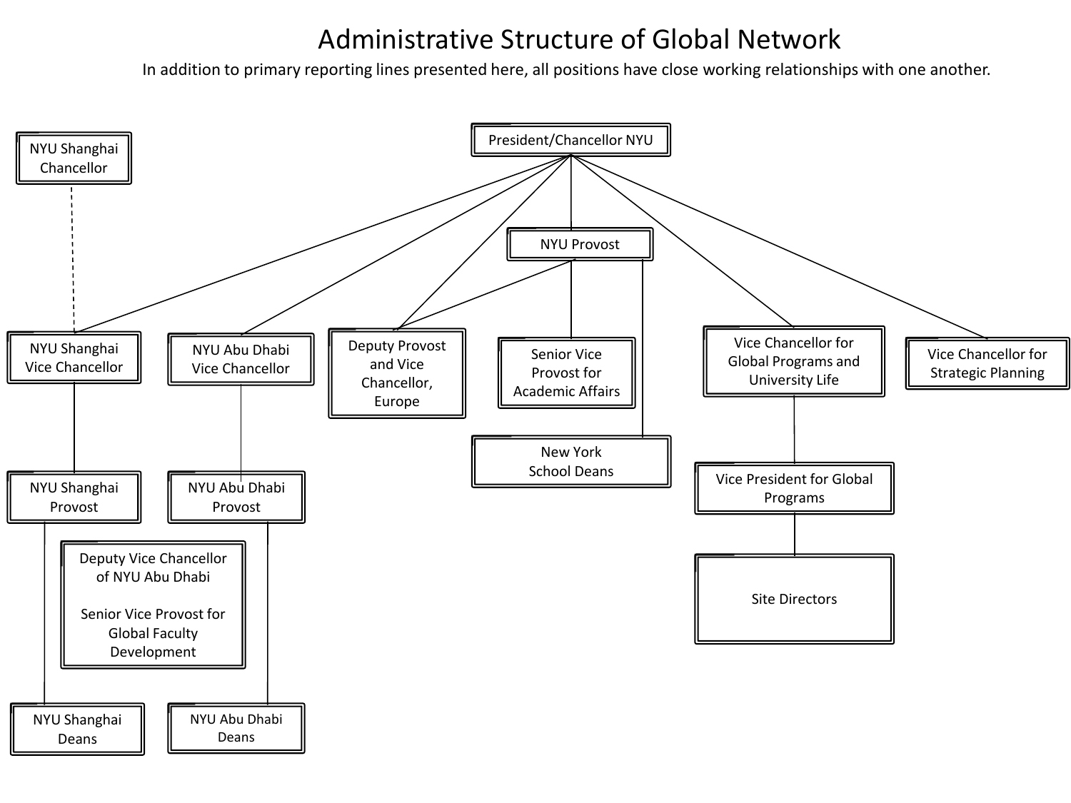# Administrative Structure of Global Network

In addition to primary reporting lines presented here, all positions have close working relationships with one another.

- President/Chancellor NYU
  - NYU Shanghai Vice Chancellor (dotted line to NYU Shanghai Chancellor)
    - NYU Shanghai Provost
      - NYU Shanghai Deans
  - NYU Abu Dhabi Vice Chancellor
    - NYU Abu Dhabi Provost
      - NYU Abu Dhabi Deans
  - Deputy Provost and Vice Chancellor, Europe
  - NYU Provost
    - Deputy Provost and Vice Chancellor, Europe
    - Senior Vice Provost for Academic Affairs
    - New York School Deans
  - Vice Chancellor for Global Programs and University Life
    - Vice President for Global Programs
      - Site Directors
  - Vice Chancellor for Strategic Planning

NYU Shanghai Chancellor

Deputy Vice Chancellor of NYU Abu Dhabi

Senior Vice Provost for Global Faculty Development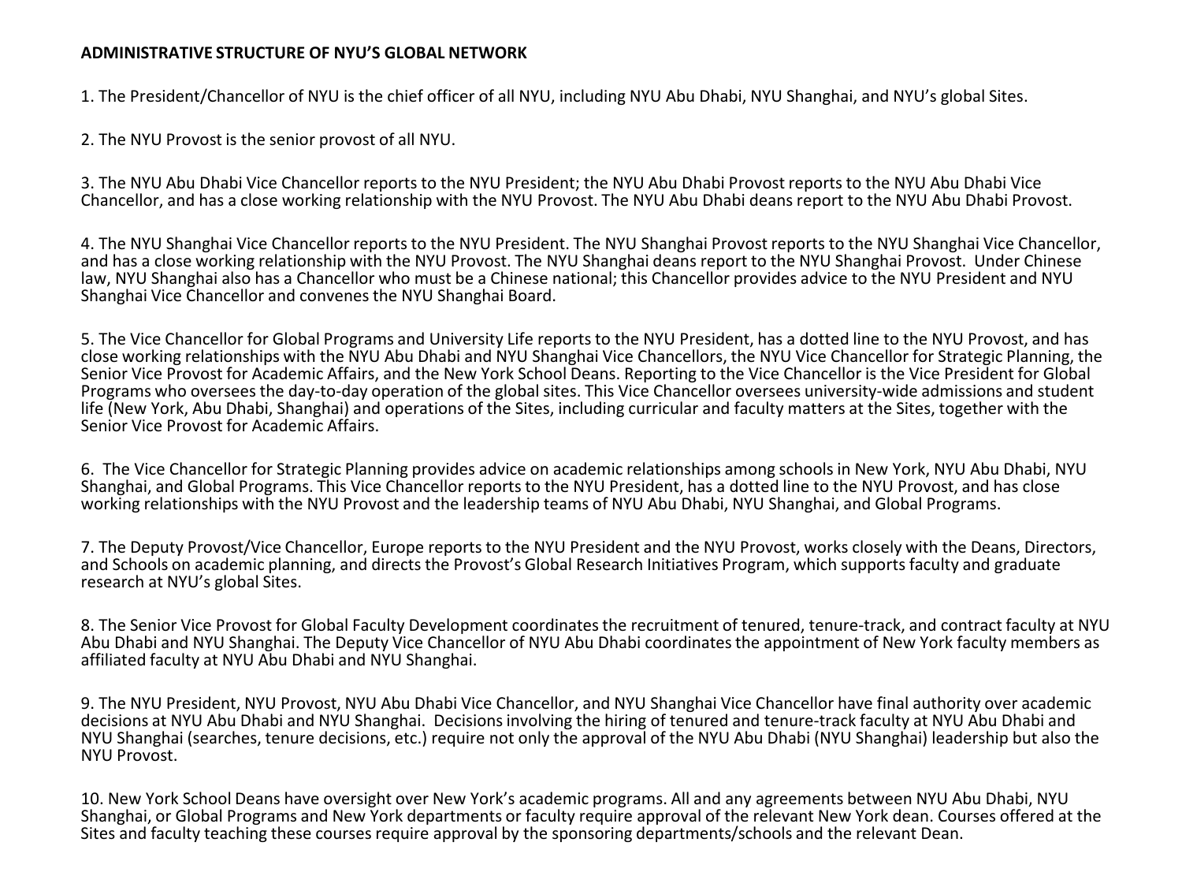**ADMINISTRATIVE STRUCTURE OF NYU'S GLOBAL NETWORK**

1. The President/Chancellor of NYU is the chief officer of all NYU, including NYU Abu Dhabi, NYU Shanghai, and NYU's global Sites.

2. The NYU Provost is the senior provost of all NYU.

3. The NYU Abu Dhabi Vice Chancellor reports to the NYU President; the NYU Abu Dhabi Provost reports to the NYU Abu Dhabi Vice Chancellor, and has a close working relationship with the NYU Provost. The NYU Abu Dhabi deans report to the NYU Abu Dhabi Provost.

4. The NYU Shanghai Vice Chancellor reports to the NYU President. The NYU Shanghai Provost reports to the NYU Shanghai Vice Chancellor, and has a close working relationship with the NYU Provost. The NYU Shanghai deans report to the NYU Shanghai Provost. Under Chinese law, NYU Shanghai also has a Chancellor who must be a Chinese national; this Chancellor provides advice to the NYU President and NYU Shanghai Vice Chancellor and convenes the NYU Shanghai Board.

5. The Vice Chancellor for Global Programs and University Life reports to the NYU President, has a dotted line to the NYU Provost, and has close working relationships with the NYU Abu Dhabi and NYU Shanghai Vice Chancellors, the NYU Vice Chancellor for Strategic Planning, the Senior Vice Provost for Academic Affairs, and the New York School Deans. Reporting to the Vice Chancellor is the Vice President for Global Programs who oversees the day-to-day operation of the global sites. This Vice Chancellor oversees university-wide admissions and student life (New York, Abu Dhabi, Shanghai) and operations of the Sites, including curricular and faculty matters at the Sites, together with the Senior Vice Provost for Academic Affairs.

6. The Vice Chancellor for Strategic Planning provides advice on academic relationships among schools in New York, NYU Abu Dhabi, NYU Shanghai, and Global Programs. This Vice Chancellor reports to the NYU President, has a dotted line to the NYU Provost, and has close working relationships with the NYU Provost and the leadership teams of NYU Abu Dhabi, NYU Shanghai, and Global Programs.

7. The Deputy Provost/Vice Chancellor, Europe reports to the NYU President and the NYU Provost, works closely with the Deans, Directors, and Schools on academic planning, and directs the Provost's Global Research Initiatives Program, which supports faculty and graduate research at NYU's global Sites.

8. The Senior Vice Provost for Global Faculty Development coordinates the recruitment of tenured, tenure-track, and contract faculty at NYU Abu Dhabi and NYU Shanghai. The Deputy Vice Chancellor of NYU Abu Dhabi coordinates the appointment of New York faculty members as affiliated faculty at NYU Abu Dhabi and NYU Shanghai.

9. The NYU President, NYU Provost, NYU Abu Dhabi Vice Chancellor, and NYU Shanghai Vice Chancellor have final authority over academic decisions at NYU Abu Dhabi and NYU Shanghai. Decisions involving the hiring of tenured and tenure-track faculty at NYU Abu Dhabi and NYU Shanghai (searches, tenure decisions, etc.) require not only the approval of the NYU Abu Dhabi (NYU Shanghai) leadership but also the NYU Provost.

10. New York School Deans have oversight over New York's academic programs. All and any agreements between NYU Abu Dhabi, NYU Shanghai, or Global Programs and New York departments or faculty require approval of the relevant New York dean. Courses offered at the Sites and faculty teaching these courses require approval by the sponsoring departments/schools and the relevant Dean.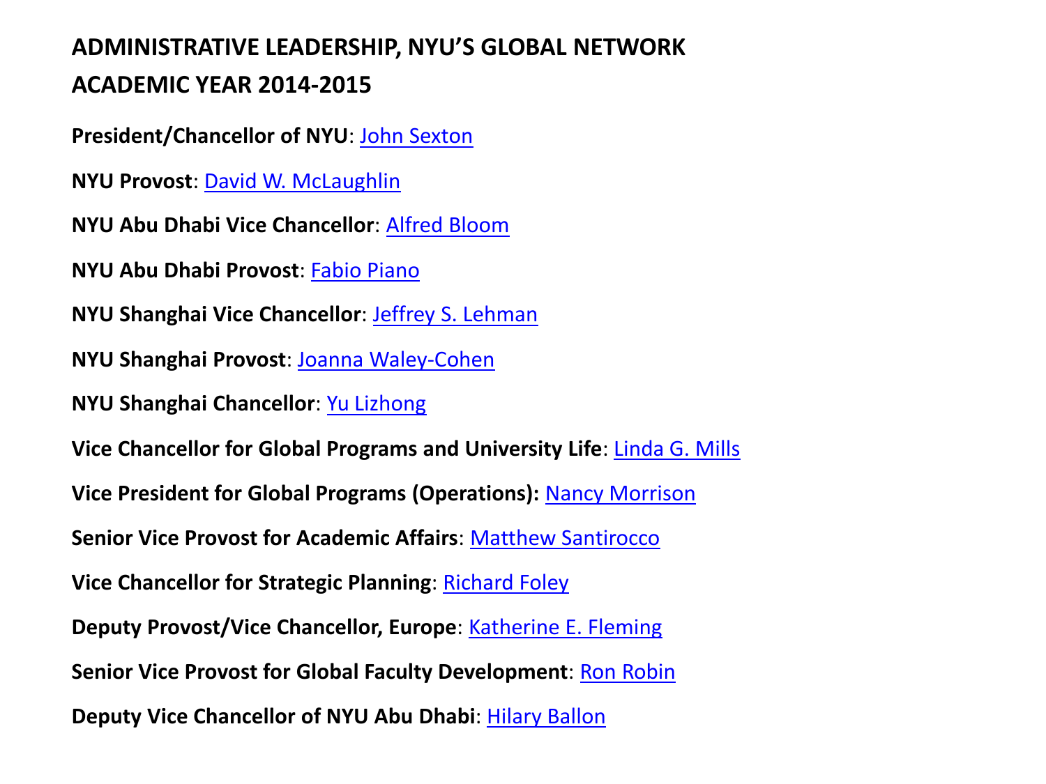# ADMINISTRATIVE LEADERSHIP, NYU'S GLOBAL NETWORK
# ACADEMIC YEAR 2014-2015

**President/Chancellor of NYU**: John Sexton

**NYU Provost**: David W. McLaughlin

**NYU Abu Dhabi Vice Chancellor**: Alfred Bloom

**NYU Abu Dhabi Provost**: Fabio Piano

**NYU Shanghai Vice Chancellor**: Jeffrey S. Lehman

**NYU Shanghai Provost**: Joanna Waley-Cohen

**NYU Shanghai Chancellor**: Yu Lizhong

**Vice Chancellor for Global Programs and University Life**: Linda G. Mills

**Vice President for Global Programs (Operations):** Nancy Morrison

**Senior Vice Provost for Academic Affairs**: Matthew Santirocco

**Vice Chancellor for Strategic Planning**: Richard Foley

**Deputy Provost/Vice Chancellor, Europe**: Katherine E. Fleming

**Senior Vice Provost for Global Faculty Development**: Ron Robin

**Deputy Vice Chancellor of NYU Abu Dhabi**: Hilary Ballon